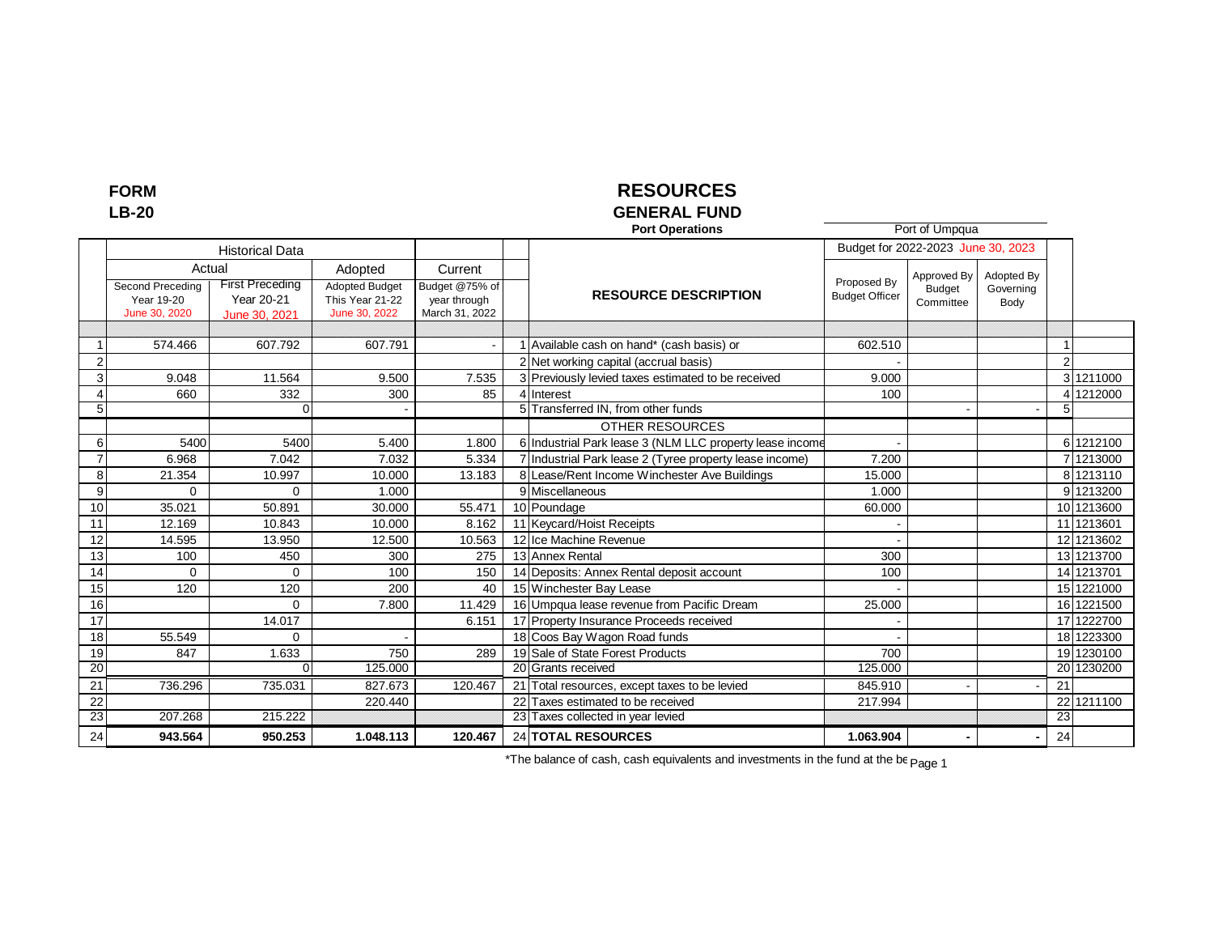**FORM**
**LB-20**

# RESOURCES

## GENERAL FUND

### Port Operations

Port of Umpqua

| | Historical Data | | | | | | Budget for 2022-2023 June 30, 2023 | | | | |
|---|---|---|---|---|---|---|---|---|---|---|---|
| | Actual | | Adopted | Current | | | | | | | |
| | Second Preceding Year 19-20 June 30, 2020 | First Preceding Year 20-21 June 30, 2021 | Adopted Budget This Year 21-22 June 30, 2022 | Budget @75% of year through March 31, 2022 | | RESOURCE DESCRIPTION | Proposed By Budget Officer | Approved By Budget Committee | Adopted By Governing Body | | |
| 1 | 574.466 | 607.792 | 607.791 | - | 1 | Available cash on hand* (cash basis) or | 602.510 | | | 1 | |
| 2 | | | | | 2 | Net working capital (accrual basis) | - | | | 2 | |
| 3 | 9.048 | 11.564 | 9.500 | 7.535 | 3 | Previously levied taxes estimated to be received | 9.000 | | | 3 | 1211000 |
| 4 | 660 | 332 | 300 | 85 | 4 | Interest | 100 | | | 4 | 1212000 |
| 5 | | 0 | - | | 5 | Transferred IN, from other funds | | - | - | 5 | |
| | | | | | | OTHER RESOURCES | | | | | |
| 6 | 5400 | 5400 | 5.400 | 1.800 | 6 | Industrial Park lease 3 (NLM LLC property lease income | - | | | 6 | 1212100 |
| 7 | 6.968 | 7.042 | 7.032 | 5.334 | 7 | Industrial Park lease 2 (Tyree property lease income) | 7.200 | | | 7 | 1213000 |
| 8 | 21.354 | 10.997 | 10.000 | 13.183 | 8 | Lease/Rent Income Winchester Ave Buildings | 15.000 | | | 8 | 1213110 |
| 9 | 0 | 0 | 1.000 | | 9 | Miscellaneous | 1.000 | | | 9 | 1213200 |
| 10 | 35.021 | 50.891 | 30.000 | 55.471 | 10 | Poundage | 60.000 | | | 10 | 1213600 |
| 11 | 12.169 | 10.843 | 10.000 | 8.162 | 11 | Keycard/Hoist Receipts | - | | | 11 | 1213601 |
| 12 | 14.595 | 13.950 | 12.500 | 10.563 | 12 | Ice Machine Revenue | - | | | 12 | 1213602 |
| 13 | 100 | 450 | 300 | 275 | 13 | Annex Rental | 300 | | | 13 | 1213700 |
| 14 | 0 | 0 | 100 | 150 | 14 | Deposits: Annex Rental deposit account | 100 | | | 14 | 1213701 |
| 15 | 120 | 120 | 200 | 40 | 15 | Winchester Bay Lease | - | | | 15 | 1221000 |
| 16 | | 0 | 7.800 | 11.429 | 16 | Umpqua lease revenue from Pacific Dream | 25.000 | | | 16 | 1221500 |
| 17 | | 14.017 | | 6.151 | 17 | Property Insurance Proceeds received | - | | | 17 | 1222700 |
| 18 | 55.549 | 0 | - | | 18 | Coos Bay Wagon Road funds | - | | | 18 | 1223300 |
| 19 | 847 | 1.633 | 750 | 289 | 19 | Sale of State Forest Products | 700 | | | 19 | 1230100 |
| 20 | | 0 | 125.000 | | 20 | Grants received | 125.000 | | | 20 | 1230200 |
| 21 | 736.296 | 735.031 | 827.673 | 120.467 | 21 | Total resources, except taxes to be levied | 845.910 | - | - | 21 | |
| 22 | | | 220.440 | | 22 | Taxes estimated to be received | 217.994 | | | 22 | 1211100 |
| 23 | 207.268 | 215.222 | | | 23 | Taxes collected in year levied | | | | 23 | |
| 24 | **943.564** | **950.253** | **1.048.113** | **120.467** | 24 | **TOTAL RESOURCES** | **1.063.904** | **-** | **-** | 24 | |

*The balance of cash, cash equivalents and investments in the fund at the be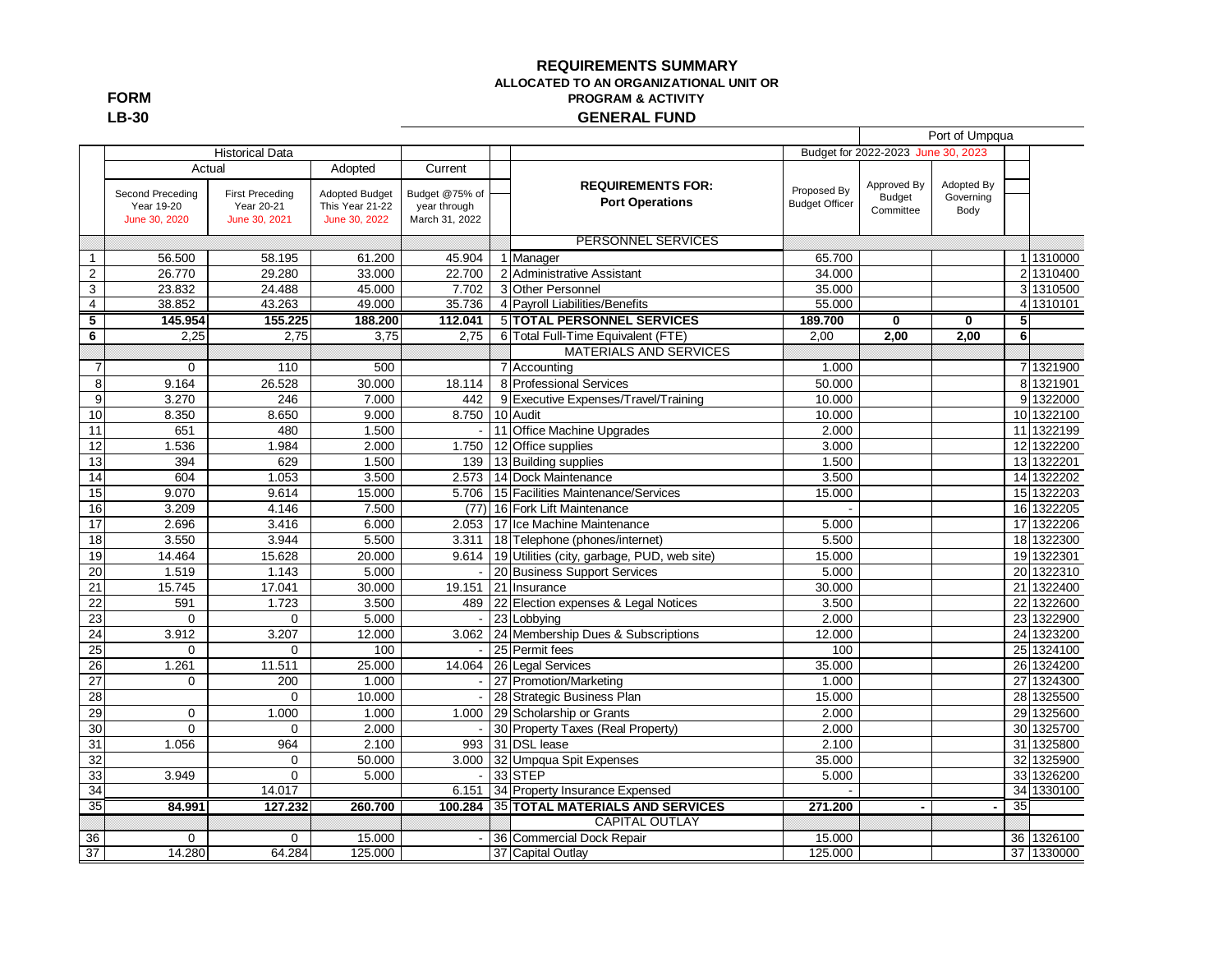**FORM**
**LB-30**

## REQUIREMENTS SUMMARY
### ALLOCATED TO AN ORGANIZATIONAL UNIT OR PROGRAM & ACTIVITY
### GENERAL FUND

Port of Umpqua

| | Historical Data | | | | | | | Budget for 2022-2023 June 30, 2023 | | | | |
|---|---|---|---|---|---|---|---|---|---|---|---|---|
| | Actual | | Adopted | Current | | | | | | | | |
| | Second Preceding Year 19-20 June 30, 2020 | First Preceding Year 20-21 June 30, 2021 | Adopted Budget This Year 21-22 June 30, 2022 | Budget @75% of year through March 31, 2022 | | REQUIREMENTS FOR: Port Operations | | Proposed By Budget Officer | Approved By Budget Committee | Adopted By Governing Body | | |
| | | | | | | PERSONNEL SERVICES | | | | | | |
| 1 | 56.500 | 58.195 | 61.200 | 45.904 | 1 | Manager | | 65.700 | | | 1 | 1310000 |
| 2 | 26.770 | 29.280 | 33.000 | 22.700 | 2 | Administrative Assistant | | 34.000 | | | 2 | 1310400 |
| 3 | 23.832 | 24.488 | 45.000 | 7.702 | 3 | Other Personnel | | 35.000 | | | 3 | 1310500 |
| 4 | 38.852 | 43.263 | 49.000 | 35.736 | 4 | Payroll Liabilities/Benefits | | 55.000 | | | 4 | 1310101 |
| **5** | **145.954** | **155.225** | **188.200** | **112.041** | 5 | **TOTAL PERSONNEL SERVICES** | | **189.700** | **0** | **0** | **5** | |
| **6** | 2,25 | 2,75 | 3,75 | 2,75 | 6 | Total Full-Time Equivalent (FTE) | | 2,00 | **2,00** | **2,00** | **6** | |
| | | | | | | MATERIALS AND SERVICES | | | | | | |
| 7 | 0 | 110 | 500 | | 7 | Accounting | | 1.000 | | | 7 | 1321900 |
| 8 | 9.164 | 26.528 | 30.000 | 18.114 | 8 | Professional Services | | 50.000 | | | 8 | 1321901 |
| 9 | 3.270 | 246 | 7.000 | 442 | 9 | Executive Expenses/Travel/Training | | 10.000 | | | 9 | 1322000 |
| 10 | 8.350 | 8.650 | 9.000 | 8.750 | 10 | Audit | | 10.000 | | | 10 | 1322100 |
| 11 | 651 | 480 | 1.500 | - | 11 | Office Machine Upgrades | | 2.000 | | | 11 | 1322199 |
| 12 | 1.536 | 1.984 | 2.000 | 1.750 | 12 | Office supplies | | 3.000 | | | 12 | 1322200 |
| 13 | 394 | 629 | 1.500 | 139 | 13 | Building supplies | | 1.500 | | | 13 | 1322201 |
| 14 | 604 | 1.053 | 3.500 | 2.573 | 14 | Dock Maintenance | | 3.500 | | | 14 | 1322202 |
| 15 | 9.070 | 9.614 | 15.000 | 5.706 | 15 | Facilities Maintenance/Services | | 15.000 | | | 15 | 1322203 |
| 16 | 3.209 | 4.146 | 7.500 | (77) | 16 | Fork Lift Maintenance | | - | | | 16 | 1322205 |
| 17 | 2.696 | 3.416 | 6.000 | 2.053 | 17 | Ice Machine Maintenance | | 5.000 | | | 17 | 1322206 |
| 18 | 3.550 | 3.944 | 5.500 | 3.311 | 18 | Telephone (phones/internet) | | 5.500 | | | 18 | 1322300 |
| 19 | 14.464 | 15.628 | 20.000 | 9.614 | 19 | Utilities (city, garbage, PUD, web site) | | 15.000 | | | 19 | 1322301 |
| 20 | 1.519 | 1.143 | 5.000 | - | 20 | Business Support Services | | 5.000 | | | 20 | 1322310 |
| 21 | 15.745 | 17.041 | 30.000 | 19.151 | 21 | Insurance | | 30.000 | | | 21 | 1322400 |
| 22 | 591 | 1.723 | 3.500 | 489 | 22 | Election expenses & Legal Notices | | 3.500 | | | 22 | 1322600 |
| 23 | 0 | 0 | 5.000 | - | 23 | Lobbying | | 2.000 | | | 23 | 1322900 |
| 24 | 3.912 | 3.207 | 12.000 | 3.062 | 24 | Membership Dues & Subscriptions | | 12.000 | | | 24 | 1323200 |
| 25 | 0 | 0 | 100 | - | 25 | Permit fees | | 100 | | | 25 | 1324100 |
| 26 | 1.261 | 11.511 | 25.000 | 14.064 | 26 | Legal Services | | 35.000 | | | 26 | 1324200 |
| 27 | 0 | 200 | 1.000 | - | 27 | Promotion/Marketing | | 1.000 | | | 27 | 1324300 |
| 28 | | 0 | 10.000 | - | 28 | Strategic Business Plan | | 15.000 | | | 28 | 1325500 |
| 29 | 0 | 1.000 | 1.000 | 1.000 | 29 | Scholarship or Grants | | 2.000 | | | 29 | 1325600 |
| 30 | 0 | 0 | 2.000 | - | 30 | Property Taxes (Real Property) | | 2.000 | | | 30 | 1325700 |
| 31 | 1.056 | 964 | 2.100 | 993 | 31 | DSL lease | | 2.100 | | | 31 | 1325800 |
| 32 | | 0 | 50.000 | 3.000 | 32 | Umpqua Spit Expenses | | 35.000 | | | 32 | 1325900 |
| 33 | 3.949 | 0 | 5.000 | - | 33 | STEP | | 5.000 | | | 33 | 1326200 |
| 34 | | 14.017 | | 6.151 | 34 | Property Insurance Expensed | | - | | | 34 | 1330100 |
| 35 | **84.991** | **127.232** | **260.700** | **100.284** | 35 | **TOTAL MATERIALS AND SERVICES** | | **271.200** | **-** | **-** | 35 | |
| | | | | | | CAPITAL OUTLAY | | | | | | |
| 36 | 0 | 0 | 15.000 | - | 36 | Commercial Dock Repair | | 15.000 | | | 36 | 1326100 |
| 37 | 14.280 | 64.284 | 125.000 | | 37 | Capital Outlay | | 125.000 | | | 37 | 1330000 |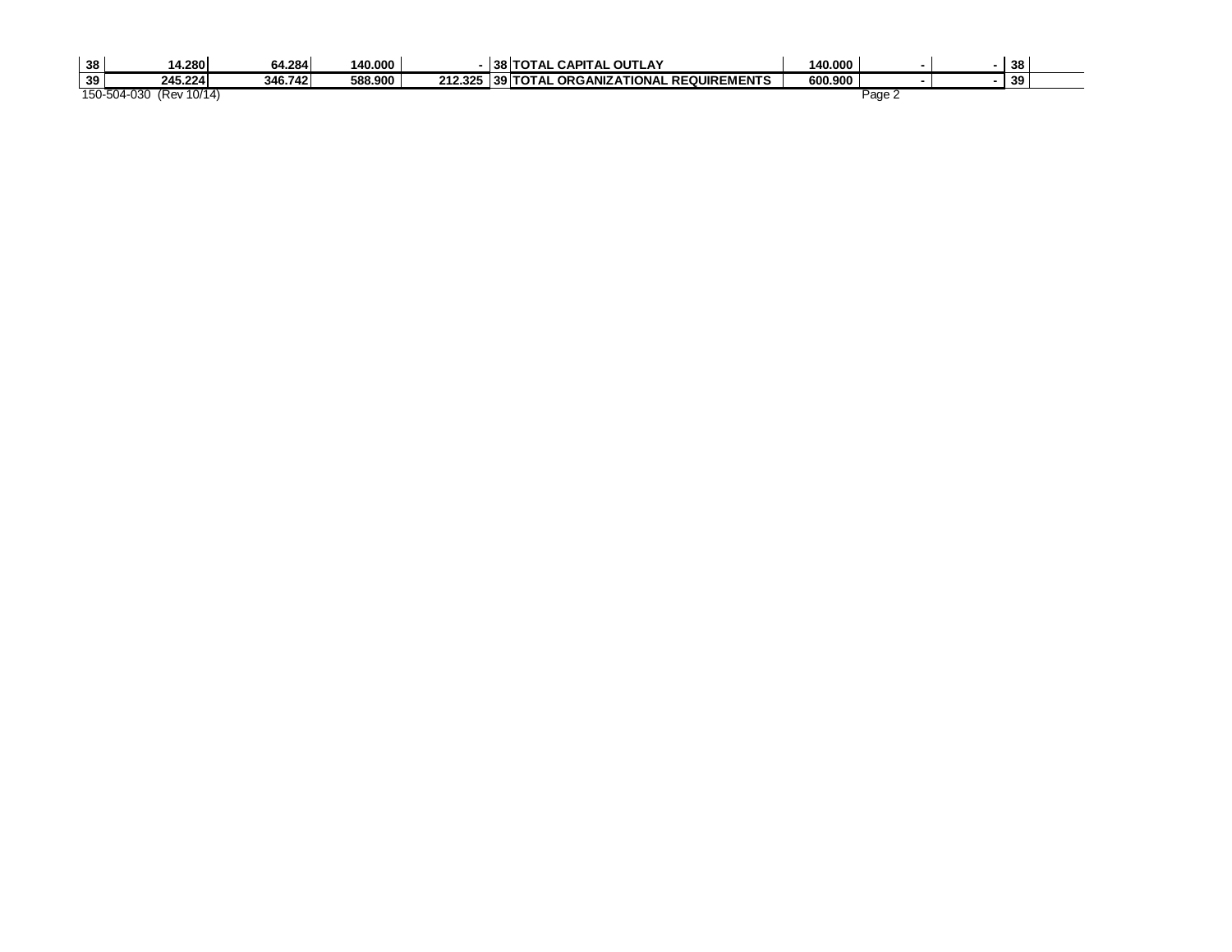| 38 | 14,280 | 64,284 | 140,000 | - | 38 | TOTAL CAPITAL OUTLAY | 140,000 | - | - | 38 |
|---|---|---|---|---|---|---|---|---|---|---|
| 39 | 245,224 | 346,742 | 588,900 | 212,325 | 39 | TOTAL ORGANIZATIONAL REQUIREMENTS | 600,900 | - | - | 39 |

150-504-030 (Rev 10/14)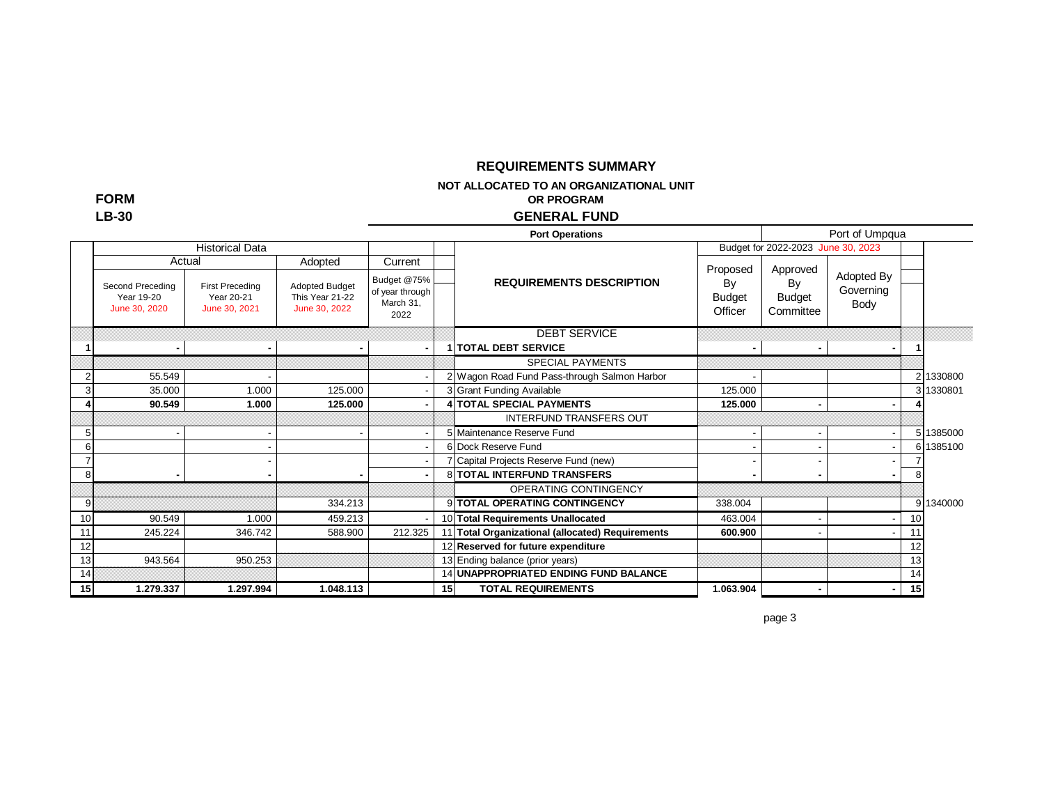# REQUIREMENTS SUMMARY

**NOT ALLOCATED TO AN ORGANIZATIONAL UNIT OR PROGRAM**

**FORM LB-30**

## GENERAL FUND

**Port Operations** — Port of Umpqua

| | Historical Data | | | | | | Budget for 2022-2023 June 30, 2023 | | | | |
|---|---|---|---|---|---|---|---|---|---|---|---|
| | Actual | | Adopted | Current | | | | | | | |
| | Second Preceding Year 19-20 June 30, 2020 | First Preceding Year 20-21 June 30, 2021 | Adopted Budget This Year 21-22 June 30, 2022 | Budget @75% of year through March 31, 2022 | | REQUIREMENTS DESCRIPTION | Proposed By Budget Officer | Approved By Budget Committee | Adopted By Governing Body | | |
| | | | | | | DEBT SERVICE | | | | | |
| **1** | **-** | **-** | **-** | **-** | **1** | **TOTAL DEBT SERVICE** | **-** | **-** | **-** | **1** | |
| | | | | | | SPECIAL PAYMENTS | | | | | |
| 2 | 55.549 | - | | - | 2 | Wagon Road Fund Pass-through Salmon Harbor | - | | | 2 | 1330800 |
| 3 | 35.000 | 1.000 | 125.000 | - | 3 | Grant Funding Available | 125.000 | | | 3 | 1330801 |
| **4** | **90.549** | **1.000** | **125.000** | **-** | **4** | **TOTAL SPECIAL PAYMENTS** | **125.000** | **-** | **-** | **4** | |
| | | | | | | INTERFUND TRANSFERS OUT | | | | | |
| 5 | - | - | - | - | 5 | Maintenance Reserve Fund | - | - | - | 5 | 1385000 |
| 6 | | - | | - | 6 | Dock Reserve Fund | - | - | - | 6 | 1385100 |
| 7 | | - | | - | 7 | Capital Projects Reserve Fund (new) | - | - | - | 7 | |
| 8 | **-** | **-** | **-** | **-** | 8 | **TOTAL INTERFUND TRANSFERS** | **-** | **-** | **-** | 8 | |
| | | | | | | OPERATING CONTINGENCY | | | | | |
| 9 | | | 334.213 | | 9 | **TOTAL OPERATING CONTINGENCY** | 338.004 | | | 9 | 1340000 |
| 10 | 90.549 | 1.000 | 459.213 | - | 10 | **Total Requirements Unallocated** | 463.004 | - | - | 10 | |
| 11 | 245.224 | 346.742 | 588.900 | 212.325 | 11 | **Total Organizational (allocated) Requirements** | **600.900** | - | - | 11 | |
| 12 | | | | | 12 | **Reserved for future expenditure** | | | | 12 | |
| 13 | 943.564 | 950.253 | | | 13 | Ending balance (prior years) | | | | 13 | |
| 14 | | | | | 14 | **UNAPPROPRIATED ENDING FUND BALANCE** | | | | 14 | |
| **15** | **1.279.337** | **1.297.994** | **1.048.113** | | **15** | **TOTAL REQUIREMENTS** | **1.063.904** | **-** | **-** | **15** | |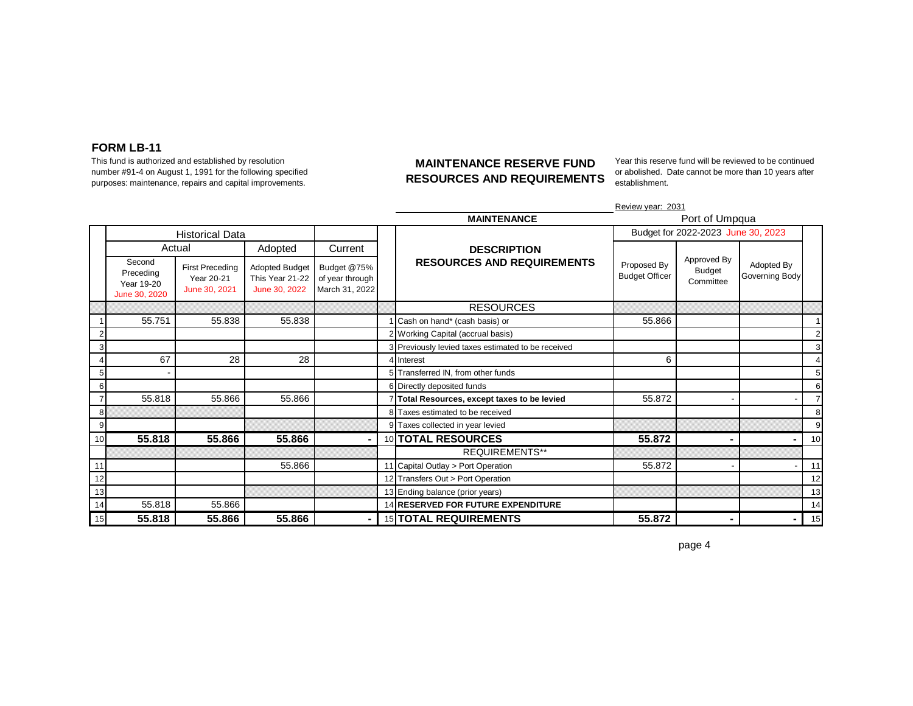## FORM LB-11

This fund is authorized and established by resolution number #91-4 on August 1, 1991 for the following specified purposes: maintenance, repairs and capital improvements.

### MAINTENANCE RESERVE FUND RESOURCES AND REQUIREMENTS

Year this reserve fund will be reviewed to be continued or abolished. Date cannot be more than 10 years after establishment.

Review year: 2031

**MAINTENANCE**

Port of Umpqua

| | Historical Data | | | | | | Budget for 2022-2023 June 30, 2023 | | | |
|---|---|---|---|---|---|---|---|---|---|---|
| | Actual | | Adopted | Current | | DESCRIPTION RESOURCES AND REQUIREMENTS | | | | |
| | Second Preceding Year 19-20 June 30, 2020 | First Preceding Year 20-21 June 30, 2021 | Adopted Budget This Year 21-22 June 30, 2022 | Budget @75% of year through March 31, 2022 | | | Proposed By Budget Officer | Approved By Budget Committee | Adopted By Governing Body | |
| | | | | | | RESOURCES | | | | |
| 1 | 55.751 | 55.838 | 55.838 | | 1 | Cash on hand* (cash basis) or | 55.866 | | | 1 |
| 2 | | | | | 2 | Working Capital (accrual basis) | | | | 2 |
| 3 | | | | | 3 | Previously levied taxes estimated to be received | | | | 3 |
| 4 | 67 | 28 | 28 | | 4 | Interest | 6 | | | 4 |
| 5 | - | | | | 5 | Transferred IN, from other funds | | | | 5 |
| 6 | | | | | 6 | Directly deposited funds | | | | 6 |
| 7 | 55.818 | 55.866 | 55.866 | | 7 | **Total Resources, except taxes to be levied** | 55.872 | - | - | 7 |
| 8 | | | | | 8 | Taxes estimated to be received | | | | 8 |
| 9 | | | | | 9 | Taxes collected in year levied | | | | 9 |
| 10 | **55.818** | **55.866** | **55.866** | **-** | 10 | **TOTAL RESOURCES** | **55.872** | **-** | **-** | 10 |
| | | | | | | REQUIREMENTS** | | | | |
| 11 | | | 55.866 | | 11 | Capital Outlay > Port Operation | 55.872 | - | - | 11 |
| 12 | | | | | 12 | Transfers Out > Port Operation | | | | 12 |
| 13 | | | | | 13 | Ending balance (prior years) | | | | 13 |
| 14 | 55.818 | 55.866 | | | 14 | **RESERVED FOR FUTURE EXPENDITURE** | | | | 14 |
| 15 | **55.818** | **55.866** | **55.866** | **-** | 15 | **TOTAL REQUIREMENTS** | **55.872** | **-** | **-** | 15 |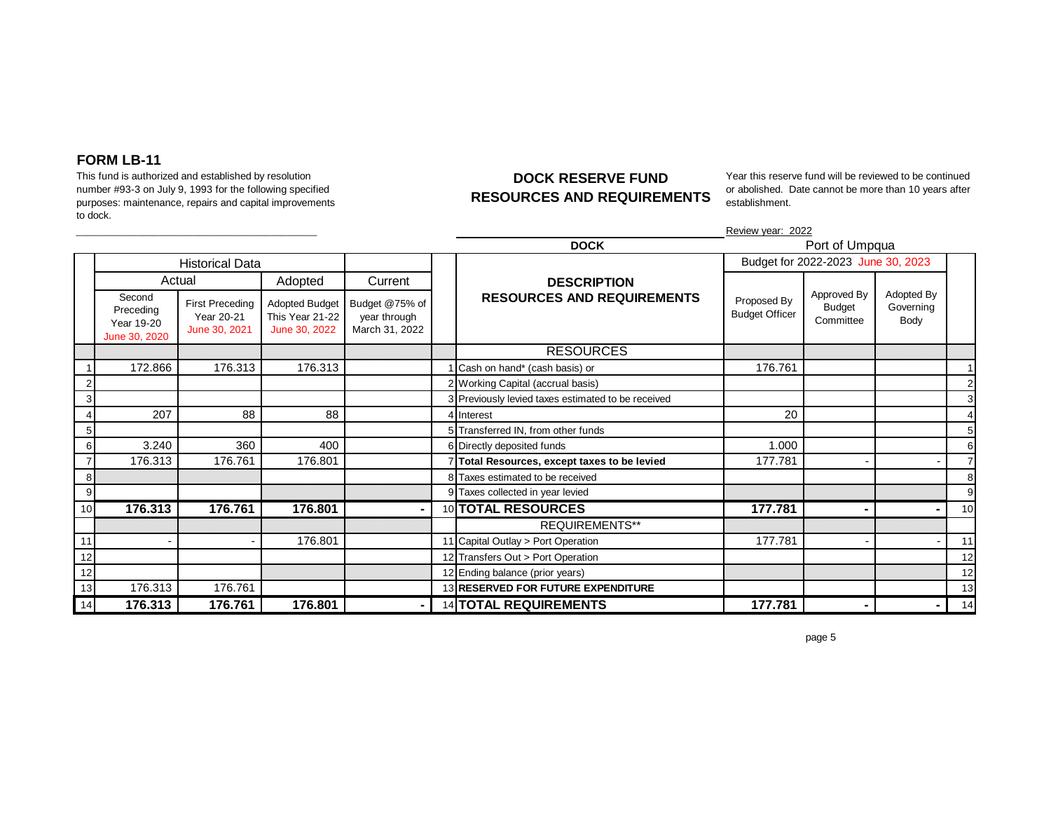**FORM LB-11**

This fund is authorized and established by resolution number #93-3 on July 9, 1993 for the following specified purposes: maintenance, repairs and capital improvements to dock.

## DOCK RESERVE FUND
## RESOURCES AND REQUIREMENTS

Year this reserve fund will be reviewed to be continued or abolished. Date cannot be more than 10 years after establishment.

Review year: 2022

**DOCK**

Port of Umpqua

| | Historical Data | | | | | DESCRIPTION RESOURCES AND REQUIREMENTS | Budget for 2022-2023 June 30, 2023 | | | |
|---|---|---|---|---|---|---|---|---|---|---|
| | Actual | | Adopted | Current | | | | | | |
| | Second Preceding Year 19-20 June 30, 2020 | First Preceding Year 20-21 June 30, 2021 | Adopted Budget This Year 21-22 June 30, 2022 | Budget @75% of year through March 31, 2022 | | | Proposed By Budget Officer | Approved By Budget Committee | Adopted By Governing Body | |
| | | | | | | RESOURCES | | | | |
| 1 | 172.866 | 176.313 | 176.313 | | 1 | Cash on hand* (cash basis) or | 176.761 | | | 1 |
| 2 | | | | | 2 | Working Capital (accrual basis) | | | | 2 |
| 3 | | | | | 3 | Previously levied taxes estimated to be received | | | | 3 |
| 4 | 207 | 88 | 88 | | 4 | Interest | 20 | | | 4 |
| 5 | | | | | 5 | Transferred IN, from other funds | | | | 5 |
| 6 | 3.240 | 360 | 400 | | 6 | Directly deposited funds | 1.000 | | | 6 |
| 7 | 176.313 | 176.761 | 176.801 | | 7 | **Total Resources, except taxes to be levied** | 177.781 | - | - | 7 |
| 8 | | | | | 8 | Taxes estimated to be received | | | | 8 |
| 9 | | | | | 9 | Taxes collected in year levied | | | | 9 |
| 10 | **176.313** | **176.761** | **176.801** | **-** | 10 | **TOTAL RESOURCES** | **177.781** | **-** | **-** | 10 |
| | | | | | | REQUIREMENTS** | | | | |
| 11 | - | - | 176.801 | | 11 | Capital Outlay > Port Operation | 177.781 | - | - | 11 |
| 12 | | | | | 12 | Transfers Out > Port Operation | | | | 12 |
| 12 | | | | | 12 | Ending balance (prior years) | | | | 12 |
| 13 | 176.313 | 176.761 | | | 13 | **RESERVED FOR FUTURE EXPENDITURE** | | | | 13 |
| 14 | **176.313** | **176.761** | **176.801** | **-** | 14 | **TOTAL REQUIREMENTS** | **177.781** | **-** | **-** | 14 |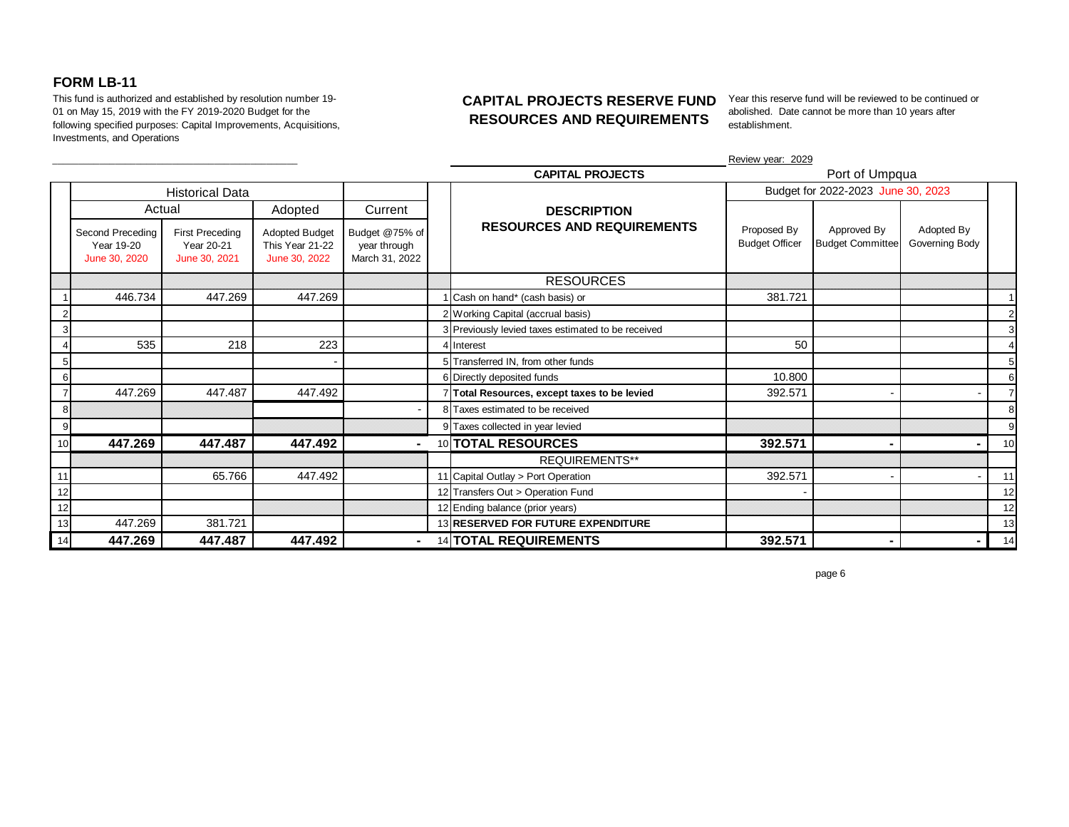# FORM LB-11

This fund is authorized and established by resolution number 19-01 on May 15, 2019 with the FY 2019-2020 Budget for the following specified purposes: Capital Improvements, Acquisitions, Investments, and Operations

## CAPITAL PROJECTS RESERVE FUND RESOURCES AND REQUIREMENTS

Year this reserve fund will be reviewed to be continued or abolished. Date cannot be more than 10 years after establishment.

Review year: 2029

Port of Umpqua

| | Historical Data | | | | | CAPITAL PROJECTS | Budget for 2022-2023 June 30, 2023 | | | |
|---|---|---|---|---|---|---|---|---|---|---|
| | Actual | | Adopted | Current | | DESCRIPTION RESOURCES AND REQUIREMENTS | | | | |
| | Second Preceding Year 19-20 June 30, 2020 | First Preceding Year 20-21 June 30, 2021 | Adopted Budget This Year 21-22 June 30, 2022 | Budget @75% of year through March 31, 2022 | | | Proposed By Budget Officer | Approved By Budget Committee | Adopted By Governing Body | |
| | | | | | | RESOURCES | | | | |
| 1 | 446.734 | 447.269 | 447.269 | | 1 | Cash on hand* (cash basis) or | 381.721 | | | 1 |
| 2 | | | | | 2 | Working Capital (accrual basis) | | | | 2 |
| 3 | | | | | 3 | Previously levied taxes estimated to be received | | | | 3 |
| 4 | 535 | 218 | 223 | | 4 | Interest | 50 | | | 4 |
| 5 | | | - | | 5 | Transferred IN, from other funds | | | | 5 |
| 6 | | | | | 6 | Directly deposited funds | 10.800 | | | 6 |
| 7 | 447.269 | 447.487 | 447.492 | | 7 | **Total Resources, except taxes to be levied** | 392.571 | - | - | 7 |
| 8 | | | | - | 8 | Taxes estimated to be received | | | | 8 |
| 9 | | | | | 9 | Taxes collected in year levied | | | | 9 |
| 10 | **447.269** | **447.487** | **447.492** | **-** | 10 | **TOTAL RESOURCES** | **392.571** | **-** | **-** | 10 |
| | | | | | | REQUIREMENTS** | | | | |
| 11 | | 65.766 | 447.492 | | 11 | Capital Outlay > Port Operation | 392.571 | - | - | 11 |
| 12 | | | | | 12 | Transfers Out > Operation Fund | - | | | 12 |
| 12 | | | | | 12 | Ending balance (prior years) | | | | 12 |
| 13 | 447.269 | 381.721 | | | 13 | **RESERVED FOR FUTURE EXPENDITURE** | | | | 13 |
| 14 | **447.269** | **447.487** | **447.492** | **-** | 14 | **TOTAL REQUIREMENTS** | **392.571** | **-** | **-** | 14 |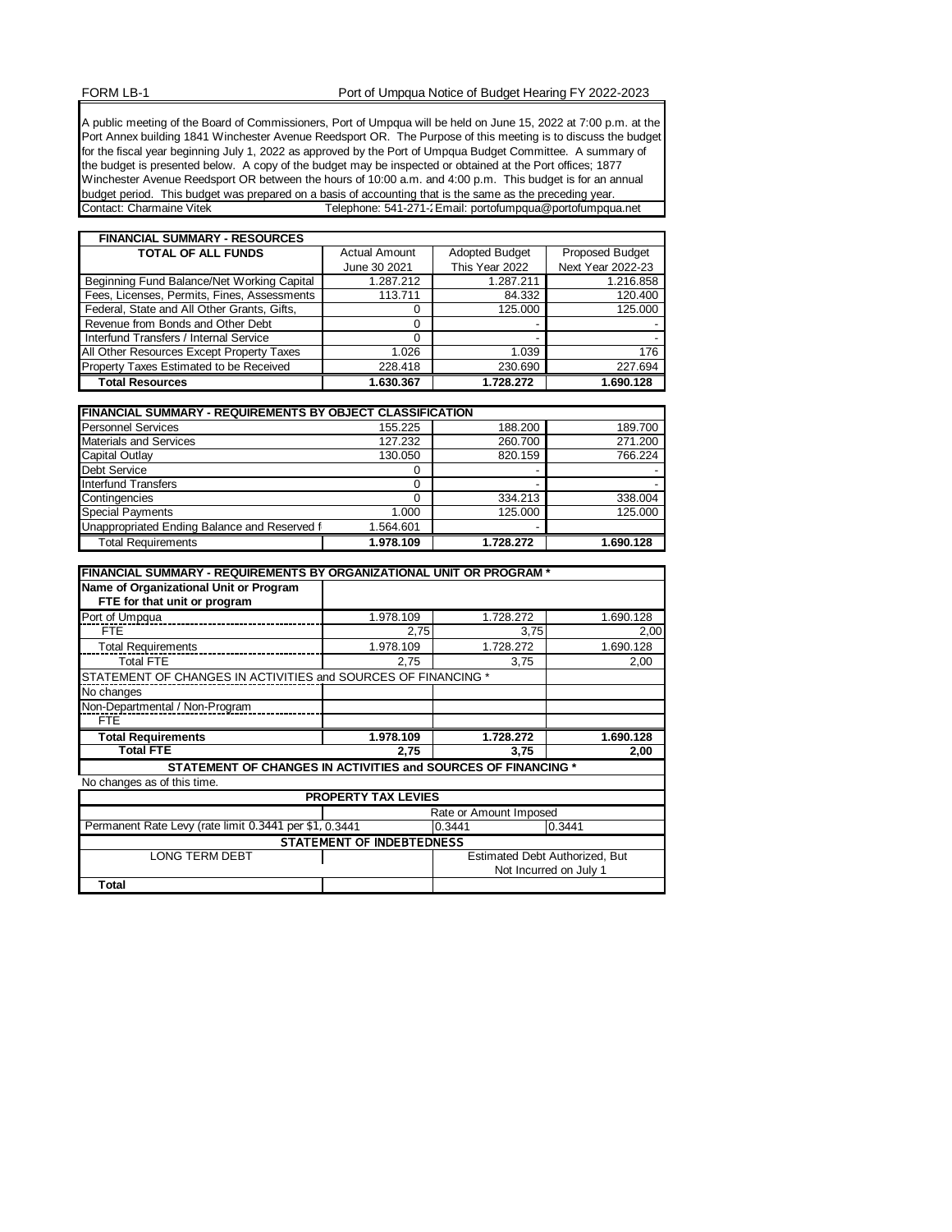FORM LB-1

Port of Umpqua Notice of Budget Hearing FY 2022-2023

A public meeting of the Board of Commissioners, Port of Umpqua will be held on June 15, 2022 at 7:00 p.m. at the Port Annex building 1841 Winchester Avenue Reedsport OR. The Purpose of this meeting is to discuss the budget for the fiscal year beginning July 1, 2022 as approved by the Port of Umpqua Budget Committee. A summary of the budget is presented below. A copy of the budget may be inspected or obtained at the Port offices; 1877 Winchester Avenue Reedsport OR between the hours of 10:00 a.m. and 4:00 p.m. This budget is for an annual budget period. This budget was prepared on a basis of accounting that is the same as the preceding year.

Contact: Charmaine Vitek Telephone: 541-271-2 Email: portofumpqua@portofumpqua.net

| FINANCIAL SUMMARY - RESOURCES | | | |
|---|---|---|---|
| **TOTAL OF ALL FUNDS** | Actual Amount June 30 2021 | Adopted Budget This Year 2022 | Proposed Budget Next Year 2022-23 |
| Beginning Fund Balance/Net Working Capital | 1.287.212 | 1.287.211 | 1.216.858 |
| Fees, Licenses, Permits, Fines, Assessments | 113.711 | 84.332 | 120.400 |
| Federal, State and All Other Grants, Gifts, | 0 | 125.000 | 125.000 |
| Revenue from Bonds and Other Debt | 0 | - | - |
| Interfund Transfers / Internal Service | 0 | - | - |
| All Other Resources Except Property Taxes | 1.026 | 1.039 | 176 |
| Property Taxes Estimated to be Received | 228.418 | 230.690 | 227.694 |
| **Total Resources** | **1.630.367** | **1.728.272** | **1.690.128** |

| FINANCIAL SUMMARY - REQUIREMENTS BY OBJECT CLASSIFICATION | | | |
|---|---|---|---|
| Personnel Services | 155.225 | 188.200 | 189.700 |
| Materials and Services | 127.232 | 260.700 | 271.200 |
| Capital Outlay | 130.050 | 820.159 | 766.224 |
| Debt Service | 0 | - | - |
| Interfund Transfers | 0 | - | - |
| Contingencies | 0 | 334.213 | 338.004 |
| Special Payments | 1.000 | 125.000 | 125.000 |
| Unappropriated Ending Balance and Reserved f | 1.564.601 | - | |
| Total Requirements | **1.978.109** | **1.728.272** | **1.690.128** |

| FINANCIAL SUMMARY - REQUIREMENTS BY ORGANIZATIONAL UNIT OR PROGRAM * | | | |
|---|---|---|---|
| **Name of Organizational Unit or Program FTE for that unit or program** | | | |
| Port of Umpqua | 1.978.109 | 1.728.272 | 1.690.128 |
| FTE | 2,75 | 3,75 | 2,00 |
| Total Requirements | 1.978.109 | 1.728.272 | 1.690.128 |
| Total FTE | 2,75 | 3,75 | 2,00 |
| STATEMENT OF CHANGES IN ACTIVITIES and SOURCES OF FINANCING * | | | |
| No changes | | | |
| Non-Departmental / Non-Program | | | |
| FTE | | | |
| **Total Requirements** | **1.978.109** | **1.728.272** | **1.690.128** |
| **Total FTE** | **2,75** | **3,75** | **2,00** |

**STATEMENT OF CHANGES IN ACTIVITIES and SOURCES OF FINANCING ***

No changes as of this time.

| PROPERTY TAX LEVIES | | | |
|---|---|---|---|
| | | Rate or Amount Imposed | |
| Permanent Rate Levy (rate limit 0.3441 per $1, | 0.3441 | 0.3441 | 0.3441 |

| STATEMENT OF INDEBTEDNESS | | |
|---|---|---|
| LONG TERM DEBT | | Estimated Debt Authorized, But Not Incurred on July 1 |
| **Total** | | |